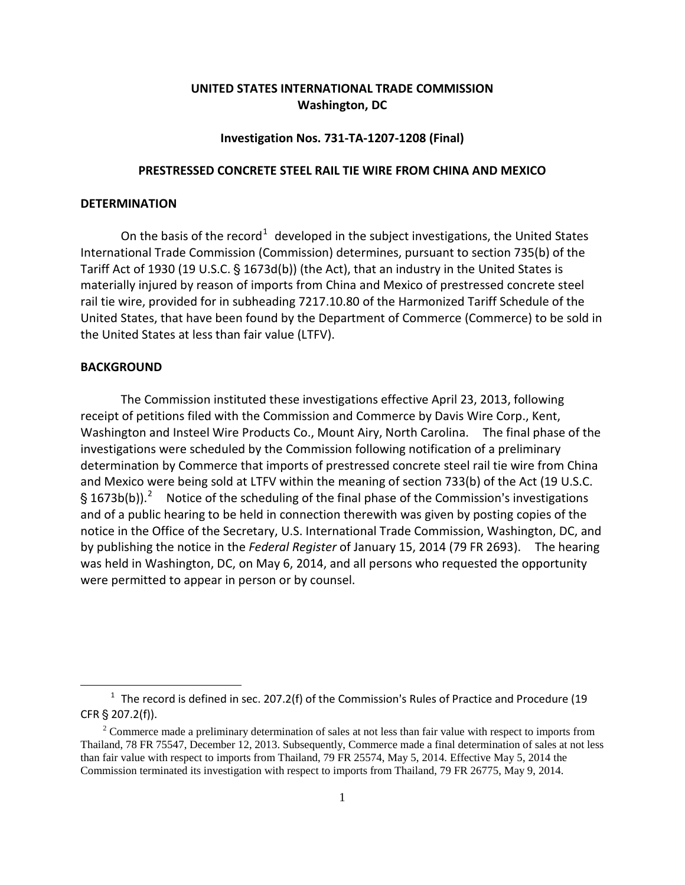**UNITED STATES INTERNATIONAL TRADE COMMISSION**
**Washington, DC**

**Investigation Nos. 731-TA-1207-1208 (Final)**

**PRESTRESSED CONCRETE STEEL RAIL TIE WIRE FROM CHINA AND MEXICO**

## DETERMINATION

On the basis of the record[1] developed in the subject investigations, the United States International Trade Commission (Commission) determines, pursuant to section 735(b) of the Tariff Act of 1930 (19 U.S.C. § 1673d(b)) (the Act), that an industry in the United States is materially injured by reason of imports from China and Mexico of prestressed concrete steel rail tie wire, provided for in subheading 7217.10.80 of the Harmonized Tariff Schedule of the United States, that have been found by the Department of Commerce (Commerce) to be sold in the United States at less than fair value (LTFV).

## BACKGROUND

The Commission instituted these investigations effective April 23, 2013, following receipt of petitions filed with the Commission and Commerce by Davis Wire Corp., Kent, Washington and Insteel Wire Products Co., Mount Airy, North Carolina. The final phase of the investigations were scheduled by the Commission following notification of a preliminary determination by Commerce that imports of prestressed concrete steel rail tie wire from China and Mexico were being sold at LTFV within the meaning of section 733(b) of the Act (19 U.S.C. § 1673b(b)).[2] Notice of the scheduling of the final phase of the Commission's investigations and of a public hearing to be held in connection therewith was given by posting copies of the notice in the Office of the Secretary, U.S. International Trade Commission, Washington, DC, and by publishing the notice in the *Federal Register* of January 15, 2014 (79 FR 2693). The hearing was held in Washington, DC, on May 6, 2014, and all persons who requested the opportunity were permitted to appear in person or by counsel.

---

[1] The record is defined in sec. 207.2(f) of the Commission's Rules of Practice and Procedure (19 CFR § 207.2(f)).

[2] Commerce made a preliminary determination of sales at not less than fair value with respect to imports from Thailand, 78 FR 75547, December 12, 2013. Subsequently, Commerce made a final determination of sales at not less than fair value with respect to imports from Thailand, 79 FR 25574, May 5, 2014. Effective May 5, 2014 the Commission terminated its investigation with respect to imports from Thailand, 79 FR 26775, May 9, 2014.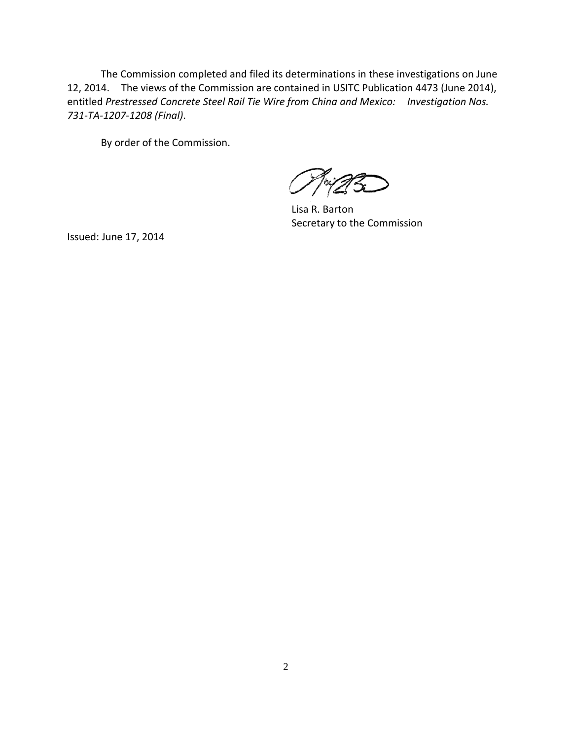The Commission completed and filed its determinations in these investigations on June 12, 2014. The views of the Commission are contained in USITC Publication 4473 (June 2014), entitled *Prestressed Concrete Steel Rail Tie Wire from China and Mexico: Investigation Nos. 731-TA-1207-1208 (Final)*.

By order of the Commission.

Lisa R. Barton
Secretary to the Commission

Issued: June 17, 2014